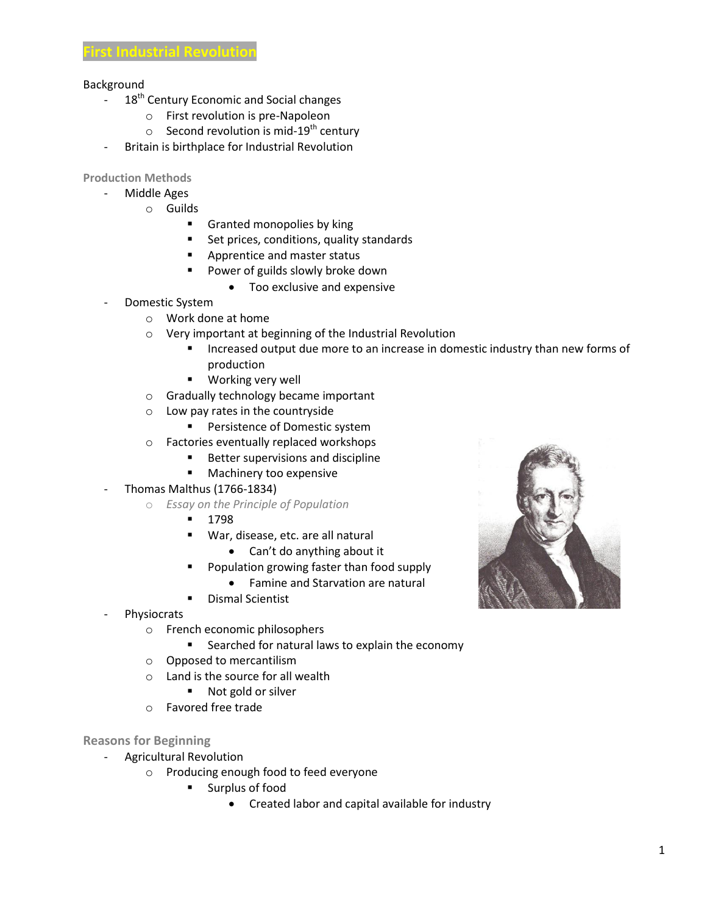# First Industrial Revolution

Background

- 18th Century Economic and Social changes
  - First revolution is pre-Napoleon
  - Second revolution is mid-19th century
- Britain is birthplace for Industrial Revolution

## Production Methods

- Middle Ages
  - Guilds
    - Granted monopolies by king
    - Set prices, conditions, quality standards
    - Apprentice and master status
    - Power of guilds slowly broke down
      - Too exclusive and expensive
- Domestic System
  - Work done at home
  - Very important at beginning of the Industrial Revolution
    - Increased output due more to an increase in domestic industry than new forms of production
    - Working very well
  - Gradually technology became important
  - Low pay rates in the countryside
    - Persistence of Domestic system
  - Factories eventually replaced workshops
    - Better supervisions and discipline
    - Machinery too expensive
- Thomas Malthus (1766-1834)
  - *Essay on the Principle of Population*
    - 1798
    - War, disease, etc. are all natural
      - Can't do anything about it
    - Population growing faster than food supply
      - Famine and Starvation are natural
    - Dismal Scientist
- Physiocrats
  - French economic philosophers
    - Searched for natural laws to explain the economy
  - Opposed to mercantilism
  - Land is the source for all wealth
    - Not gold or silver
  - Favored free trade

## Reasons for Beginning

- Agricultural Revolution
  - Producing enough food to feed everyone
    - Surplus of food
      - Created labor and capital available for industry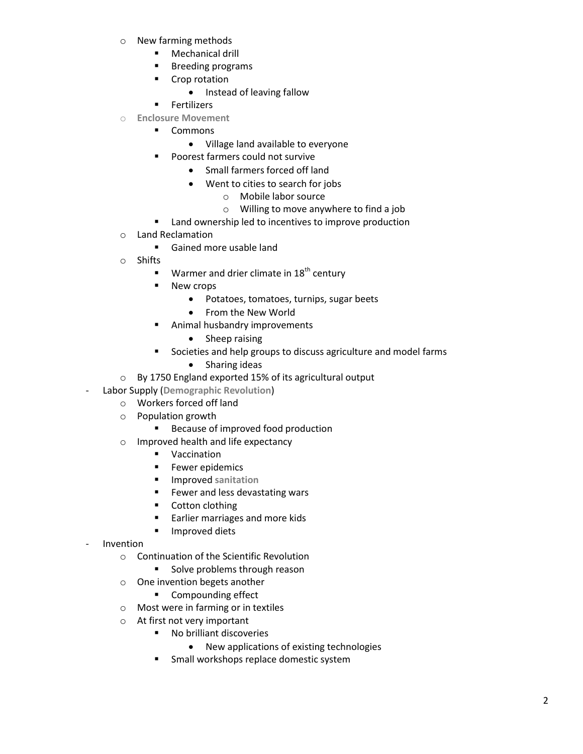- New farming methods
  - Mechanical drill
  - Breeding programs
  - Crop rotation
    - Instead of leaving fallow
  - Fertilizers
- **Enclosure Movement**
  - Commons
    - Village land available to everyone
  - Poorest farmers could not survive
    - Small farmers forced off land
    - Went to cities to search for jobs
      - Mobile labor source
      - Willing to move anywhere to find a job
  - Land ownership led to incentives to improve production
- Land Reclamation
  - Gained more usable land
- Shifts
  - Warmer and drier climate in 18th century
  - New crops
    - Potatoes, tomatoes, turnips, sugar beets
    - From the New World
  - Animal husbandry improvements
    - Sheep raising
  - Societies and help groups to discuss agriculture and model farms
    - Sharing ideas
- By 1750 England exported 15% of its agricultural output

- Labor Supply (**Demographic Revolution**)
  - Workers forced off land
  - Population growth
    - Because of improved food production
  - Improved health and life expectancy
    - Vaccination
    - Fewer epidemics
    - Improved **sanitation**
    - Fewer and less devastating wars
    - Cotton clothing
    - Earlier marriages and more kids
    - Improved diets
- Invention
  - Continuation of the Scientific Revolution
    - Solve problems through reason
  - One invention begets another
    - Compounding effect
  - Most were in farming or in textiles
  - At first not very important
    - No brilliant discoveries
      - New applications of existing technologies
    - Small workshops replace domestic system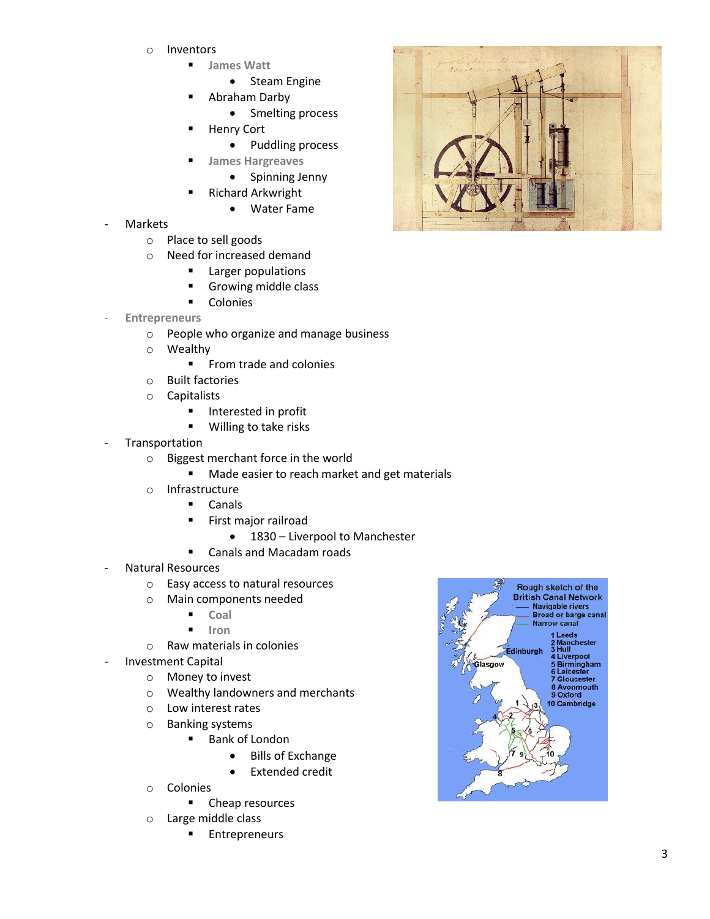- Inventors
  - James Watt
    - Steam Engine
  - Abraham Darby
    - Smelting process
  - Henry Cort
    - Puddling process
  - James Hargreaves
    - Spinning Jenny
  - Richard Arkwright
    - Water Fame

- Markets
  - Place to sell goods
  - Need for increased demand
    - Larger populations
    - Growing middle class
    - Colonies
- Entrepreneurs
  - People who organize and manage business
  - Wealthy
    - From trade and colonies
  - Built factories
  - Capitalists
    - Interested in profit
    - Willing to take risks
- Transportation
  - Biggest merchant force in the world
    - Made easier to reach market and get materials
  - Infrastructure
    - Canals
    - First major railroad
      - 1830 – Liverpool to Manchester
    - Canals and Macadam roads
- Natural Resources
  - Easy access to natural resources
  - Main components needed
    - Coal
    - Iron
  - Raw materials in colonies
- Investment Capital
  - Money to invest
  - Wealthy landowners and merchants
  - Low interest rates
  - Banking systems
    - Bank of London
      - Bills of Exchange
      - Extended credit
  - Colonies
    - Cheap resources
  - Large middle class
    - Entrepreneurs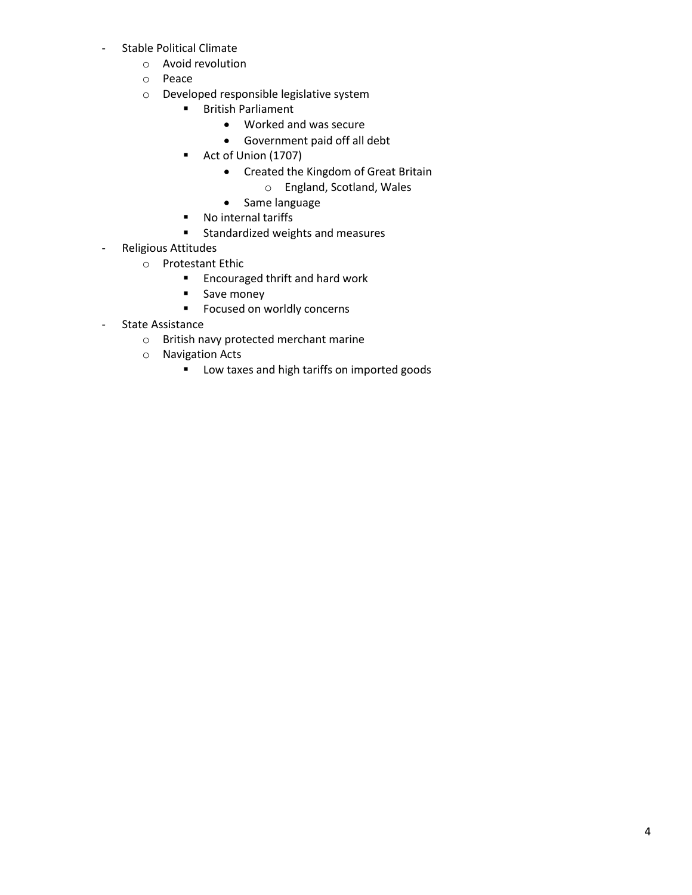- Stable Political Climate
    - Avoid revolution
    - Peace
    - Developed responsible legislative system
        - British Parliament
            - Worked and was secure
            - Government paid off all debt
        - Act of Union (1707)
            - Created the Kingdom of Great Britain
                - England, Scotland, Wales
            - Same language
        - No internal tariffs
        - Standardized weights and measures
- Religious Attitudes
    - Protestant Ethic
        - Encouraged thrift and hard work
        - Save money
        - Focused on worldly concerns
- State Assistance
    - British navy protected merchant marine
    - Navigation Acts
        - Low taxes and high tariffs on imported goods